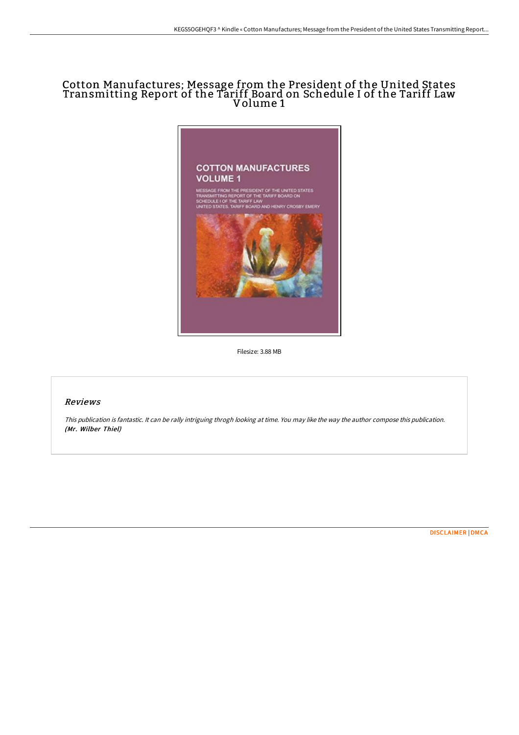# Cotton Manufactures; Message from the President of the United States Transmitting Report of the Tariff Board on Schedule I of the Tariff Law Volume 1

Filesize: 3.88 MB

## Reviews

*This publication is fantastic. It can be rally intriguing throgh looking at time. You may like the way the author compose this publication.* ***(Mr. Wilber Thiel)***

DISCLAIMER | DMCA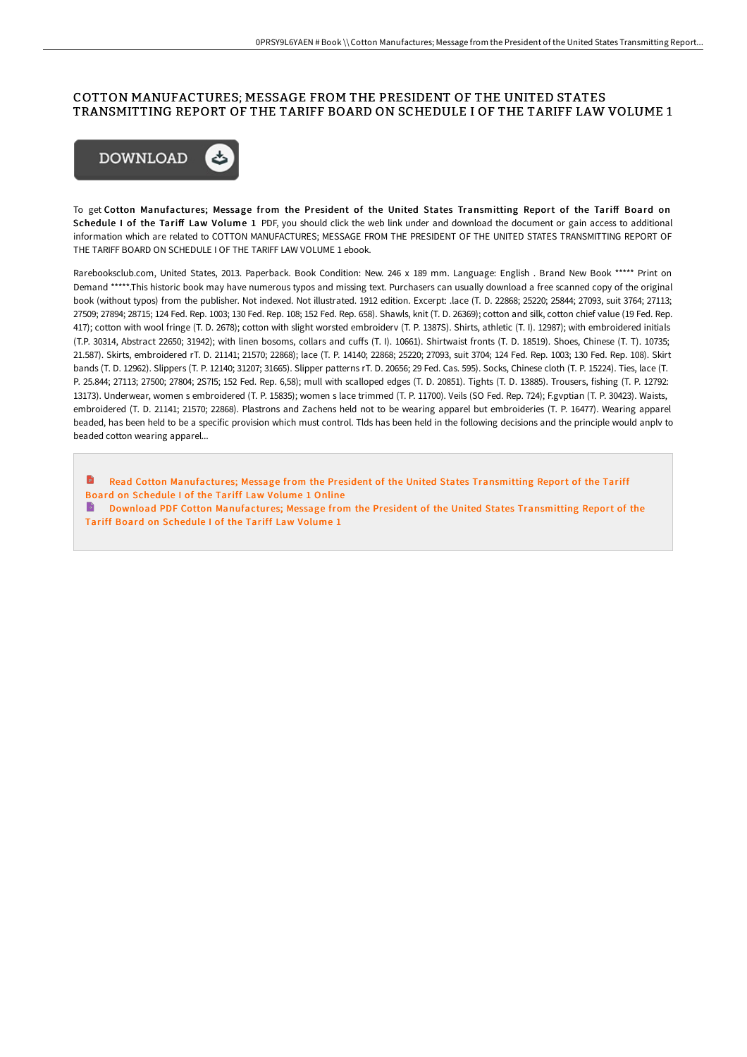# COTTON MANUFACTURES; MESSAGE FROM THE PRESIDENT OF THE UNITED STATES TRANSMITTING REPORT OF THE TARIFF BOARD ON SCHEDULE I OF THE TARIFF LAW VOLUME 1

To get **Cotton Manufactures; Message from the President of the United States Transmitting Report of the Tariff Board on Schedule I of the Tariff Law Volume 1** PDF, you should click the web link under and download the document or gain access to additional information which are related to COTTON MANUFACTURES; MESSAGE FROM THE PRESIDENT OF THE UNITED STATES TRANSMITTING REPORT OF THE TARIFF BOARD ON SCHEDULE I OF THE TARIFF LAW VOLUME 1 ebook.

Rarebooksclub.com, United States, 2013. Paperback. Book Condition: New. 246 x 189 mm. Language: English . Brand New Book ***** Print on Demand *****.This historic book may have numerous typos and missing text. Purchasers can usually download a free scanned copy of the original book (without typos) from the publisher. Not indexed. Not illustrated. 1912 edition. Excerpt: .lace (T. D. 22868; 25220; 25844; 27093, suit 3764; 27113; 27509; 27894; 28715; 124 Fed. Rep. 1003; 130 Fed. Rep. 108; 152 Fed. Rep. 658). Shawls, knit (T. D. 26369); cotton and silk, cotton chief value (19 Fed. Rep. 417); cotton with wool fringe (T. D. 2678); cotton with slight worsted embroiderv (T. P. 1387S). Shirts, athletic (T. I). 12987); with embroidered initials (T.P. 30314, Abstract 22650; 31942); with linen bosoms, collars and cuffs (T. I). 10661). Shirtwaist fronts (T. D. 18519). Shoes, Chinese (T. T). 10735; 21.587). Skirts, embroidered rT. D. 21141; 21570; 22868); lace (T. P. 14140; 22868; 25220; 27093, suit 3704; 124 Fed. Rep. 1003; 130 Fed. Rep. 108). Skirt bands (T. D. 12962). Slippers (T. P. 12140; 31207; 31665). Slipper patterns rT. D. 20656; 29 Fed. Cas. 595). Socks, Chinese cloth (T. P. 15224). Ties, lace (T. P. 25.844; 27113; 27500; 27804; 2S7I5; 152 Fed. Rep. 6,58); mull with scalloped edges (T. D. 20851). Tights (T. D. 13885). Trousers, fishing (T. P. 12792: 13173). Underwear, women s embroidered (T. P. 15835); women s lace trimmed (T. P. 11700). Veils (SO Fed. Rep. 724); F.gvptian (T. P. 30423). Waists, embroidered (T. D. 21141; 21570; 22868). Plastrons and Zachens held not to be wearing apparel but embroideries (T. P. 16477). Wearing apparel beaded, has been held to be a specific provision which must control. Tlds has been held in the following decisions and the principle would anplv to beaded cotton wearing apparel...

Read Cotton Manufactures; Message from the President of the United States Transmitting Report of the Tariff Board on Schedule I of the Tariff Law Volume 1 Online

Download PDF Cotton Manufactures; Message from the President of the United States Transmitting Report of the Tariff Board on Schedule I of the Tariff Law Volume 1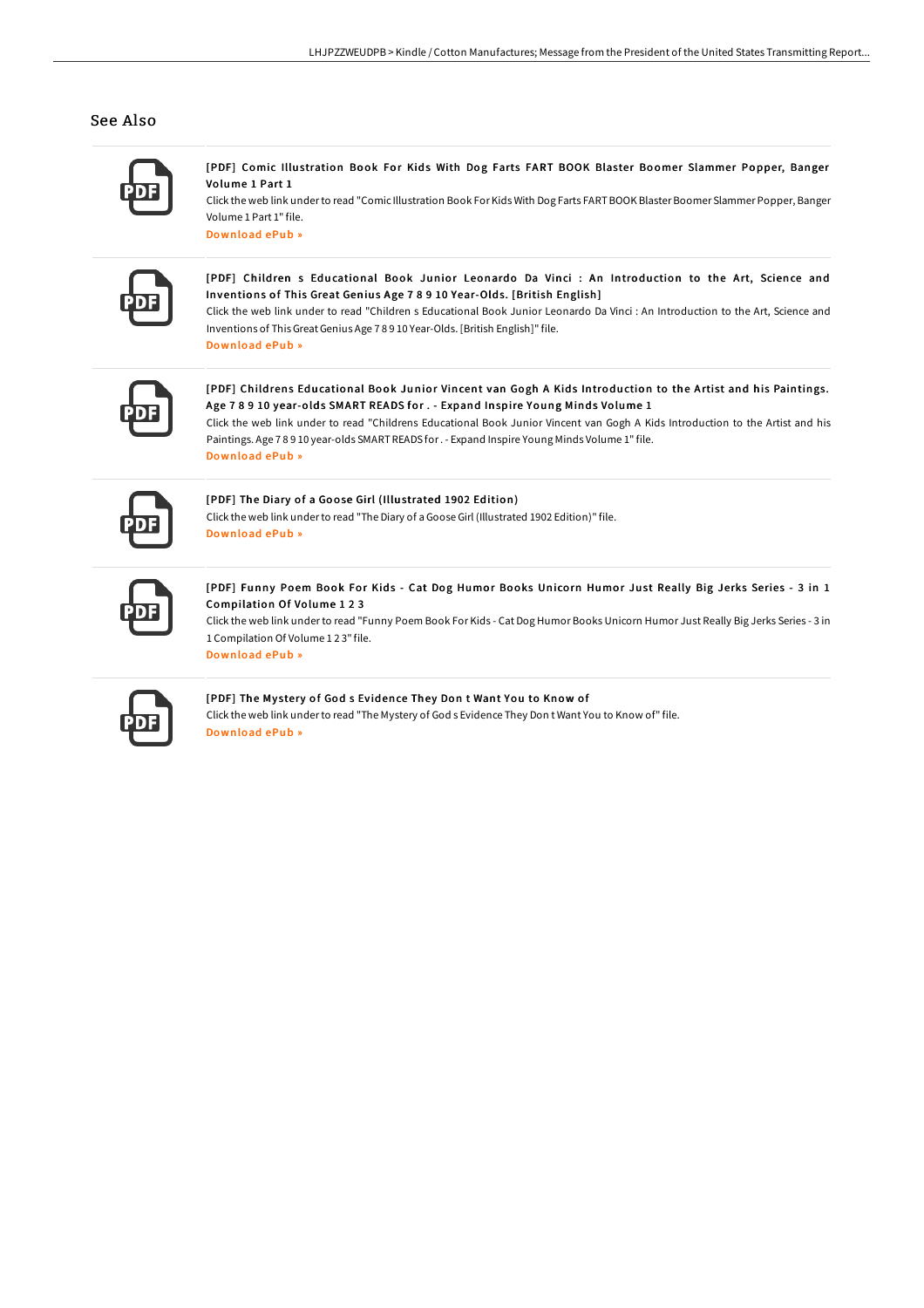## See Also

[PDF] Comic Illustration Book For Kids With Dog Farts FART BOOK Blaster Boomer Slammer Popper, Banger Volume 1 Part 1

Click the web link under to read "Comic Illustration Book For Kids With Dog Farts FART BOOK Blaster Boomer Slammer Popper, Banger Volume 1 Part 1" file.

Download ePub »

[PDF] Children s Educational Book Junior Leonardo Da Vinci : An Introduction to the Art, Science and Inventions of This Great Genius Age 7 8 9 10 Year-Olds. [British English]

Click the web link under to read "Children s Educational Book Junior Leonardo Da Vinci : An Introduction to the Art, Science and Inventions of This Great Genius Age 7 8 9 10 Year-Olds. [British English]" file.

Download ePub »

[PDF] Childrens Educational Book Junior Vincent van Gogh A Kids Introduction to the Artist and his Paintings. Age 7 8 9 10 year-olds SMART READS for . - Expand Inspire Young Minds Volume 1

Click the web link under to read "Childrens Educational Book Junior Vincent van Gogh A Kids Introduction to the Artist and his Paintings. Age 7 8 9 10 year-olds SMART READS for . - Expand Inspire Young Minds Volume 1" file.

Download ePub »

[PDF] The Diary of a Goose Girl (Illustrated 1902 Edition)

Click the web link under to read "The Diary of a Goose Girl (Illustrated 1902 Edition)" file.

Download ePub »

[PDF] Funny Poem Book For Kids - Cat Dog Humor Books Unicorn Humor Just Really Big Jerks Series - 3 in 1 Compilation Of Volume 1 2 3

Click the web link under to read "Funny Poem Book For Kids - Cat Dog Humor Books Unicorn Humor Just Really Big Jerks Series - 3 in 1 Compilation Of Volume 1 2 3" file.

Download ePub »

[PDF] The Mystery of God s Evidence They Don t Want You to Know of

Click the web link under to read "The Mystery of God s Evidence They Don t Want You to Know of" file.

Download ePub »